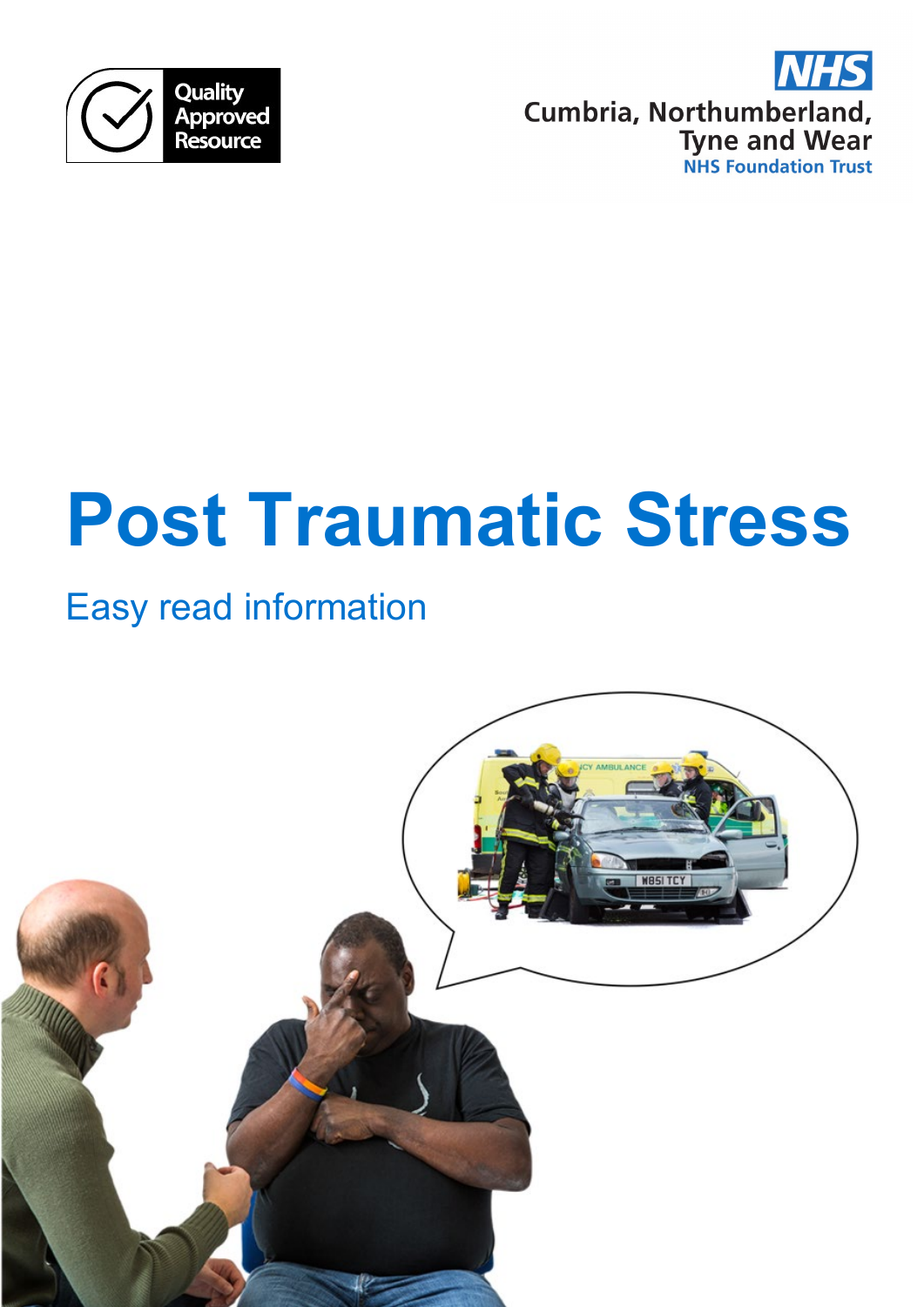Quality Approved Resource

NHS
Cumbria, Northumberland, Tyne and Wear
NHS Foundation Trust

# Post Traumatic Stress

## Easy read information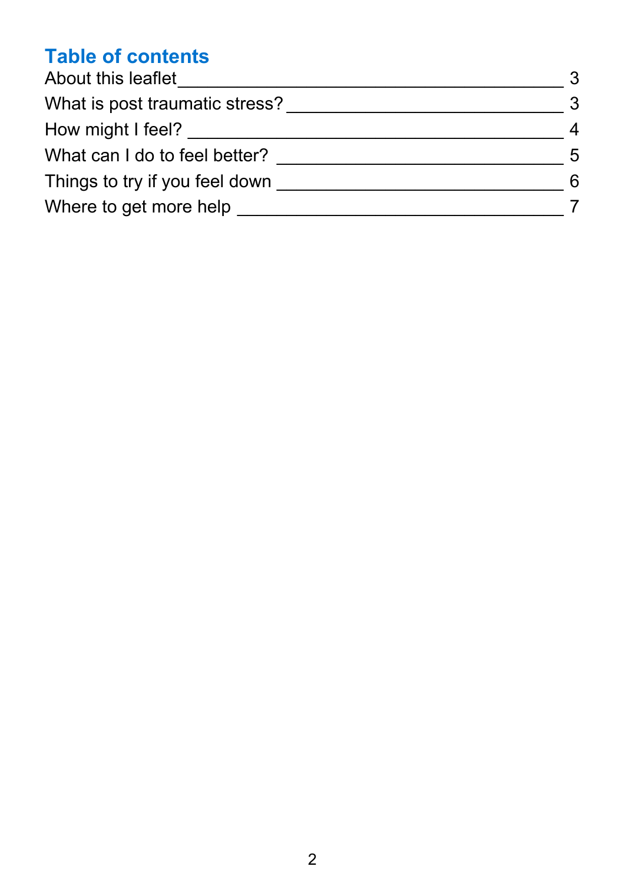## Table of contents

| | |
|---|---|
| About this leaflet | 3 |
| What is post traumatic stress? | 3 |
| How might I feel? | 4 |
| What can I do to feel better? | 5 |
| Things to try if you feel down | 6 |
| Where to get more help | 7 |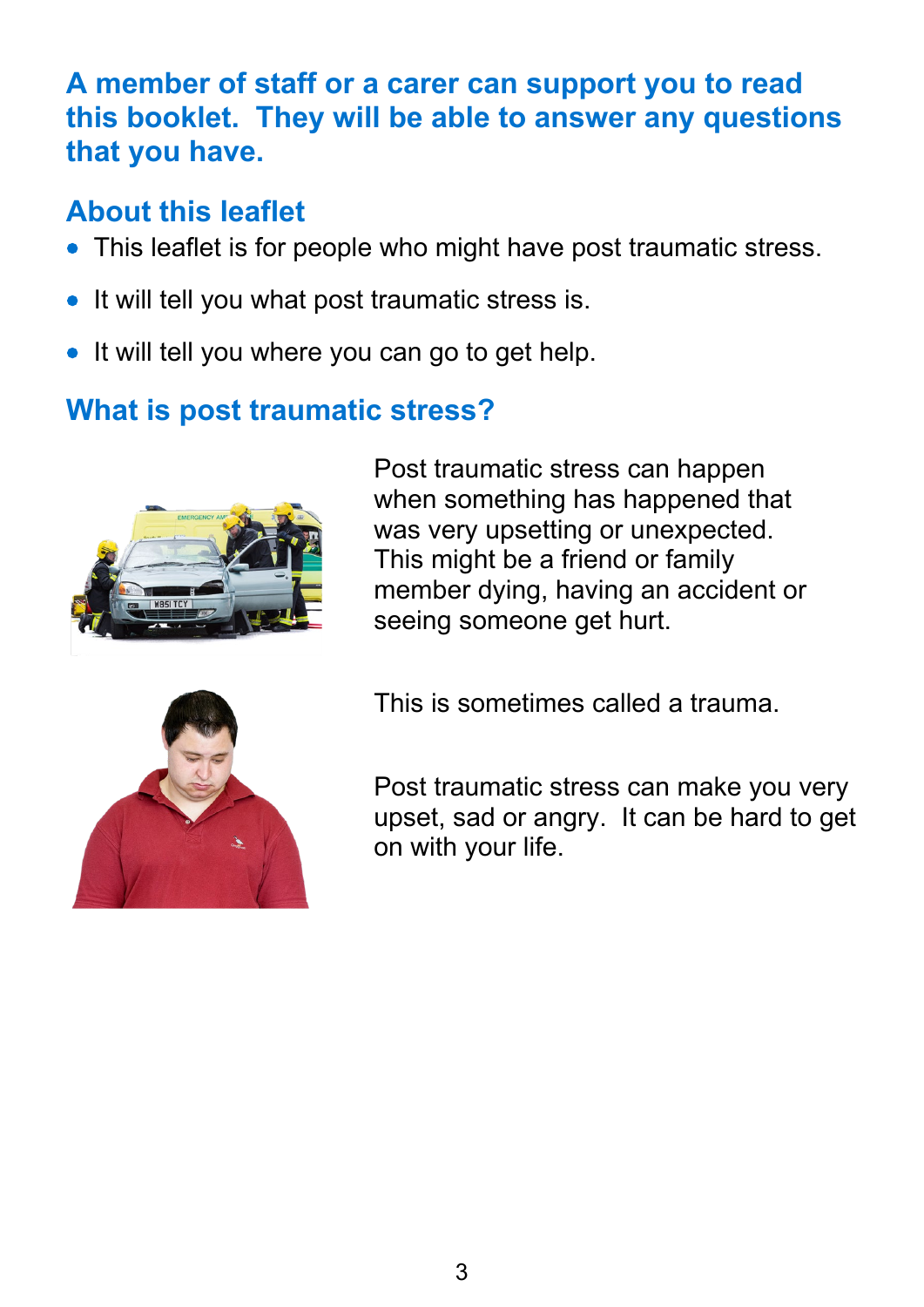**A member of staff or a carer can support you to read this booklet. They will be able to answer any questions that you have.**

## About this leaflet

- This leaflet is for people who might have post traumatic stress.
- It will tell you what post traumatic stress is.
- It will tell you where you can go to get help.

## What is post traumatic stress?

Post traumatic stress can happen when something has happened that was very upsetting or unexpected. This might be a friend or family member dying, having an accident or seeing someone get hurt.

This is sometimes called a trauma.

Post traumatic stress can make you very upset, sad or angry. It can be hard to get on with your life.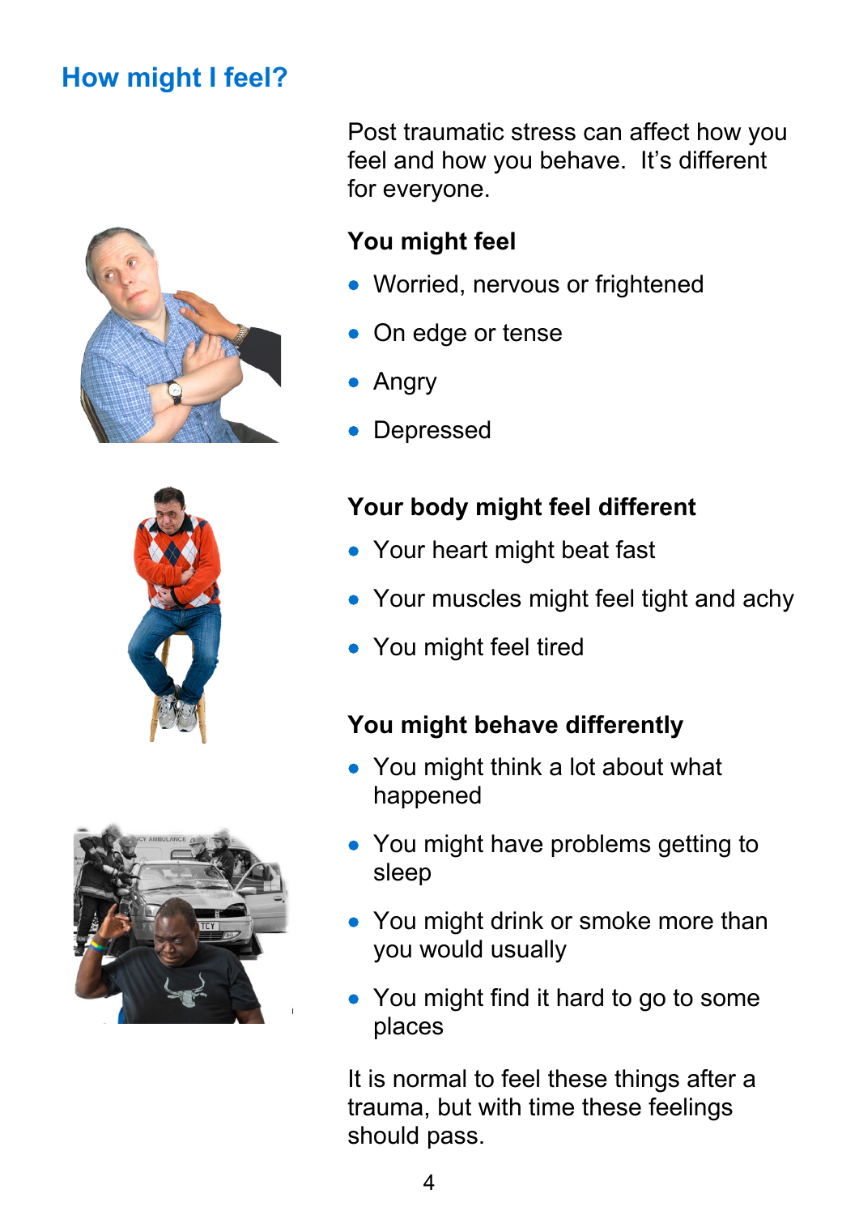## How might I feel?

Post traumatic stress can affect how you feel and how you behave.  It's different for everyone.

**You might feel**

- Worried, nervous or frightened
- On edge or tense
- Angry
- Depressed

**Your body might feel different**

- Your heart might beat fast
- Your muscles might feel tight and achy
- You might feel tired

**You might behave differently**

- You might think a lot about what happened
- You might have problems getting to sleep
- You might drink or smoke more than you would usually
- You might find it hard to go to some places

It is normal to feel these things after a trauma, but with time these feelings should pass.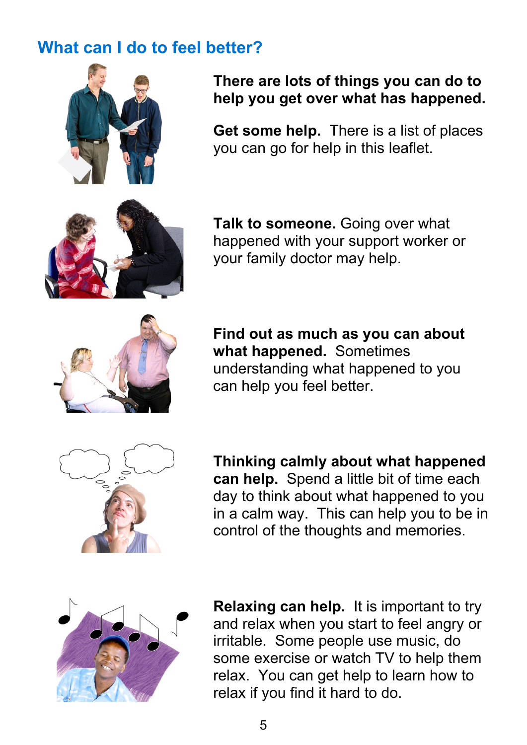## What can I do to feel better?

**There are lots of things you can do to help you get over what has happened.**

**Get some help.** There is a list of places you can go for help in this leaflet.

**Talk to someone.** Going over what happened with your support worker or your family doctor may help.

**Find out as much as you can about what happened.** Sometimes understanding what happened to you can help you feel better.

**Thinking calmly about what happened can help.** Spend a little bit of time each day to think about what happened to you in a calm way. This can help you to be in control of the thoughts and memories.

**Relaxing can help.** It is important to try and relax when you start to feel angry or irritable. Some people use music, do some exercise or watch TV to help them relax. You can get help to learn how to relax if you find it hard to do.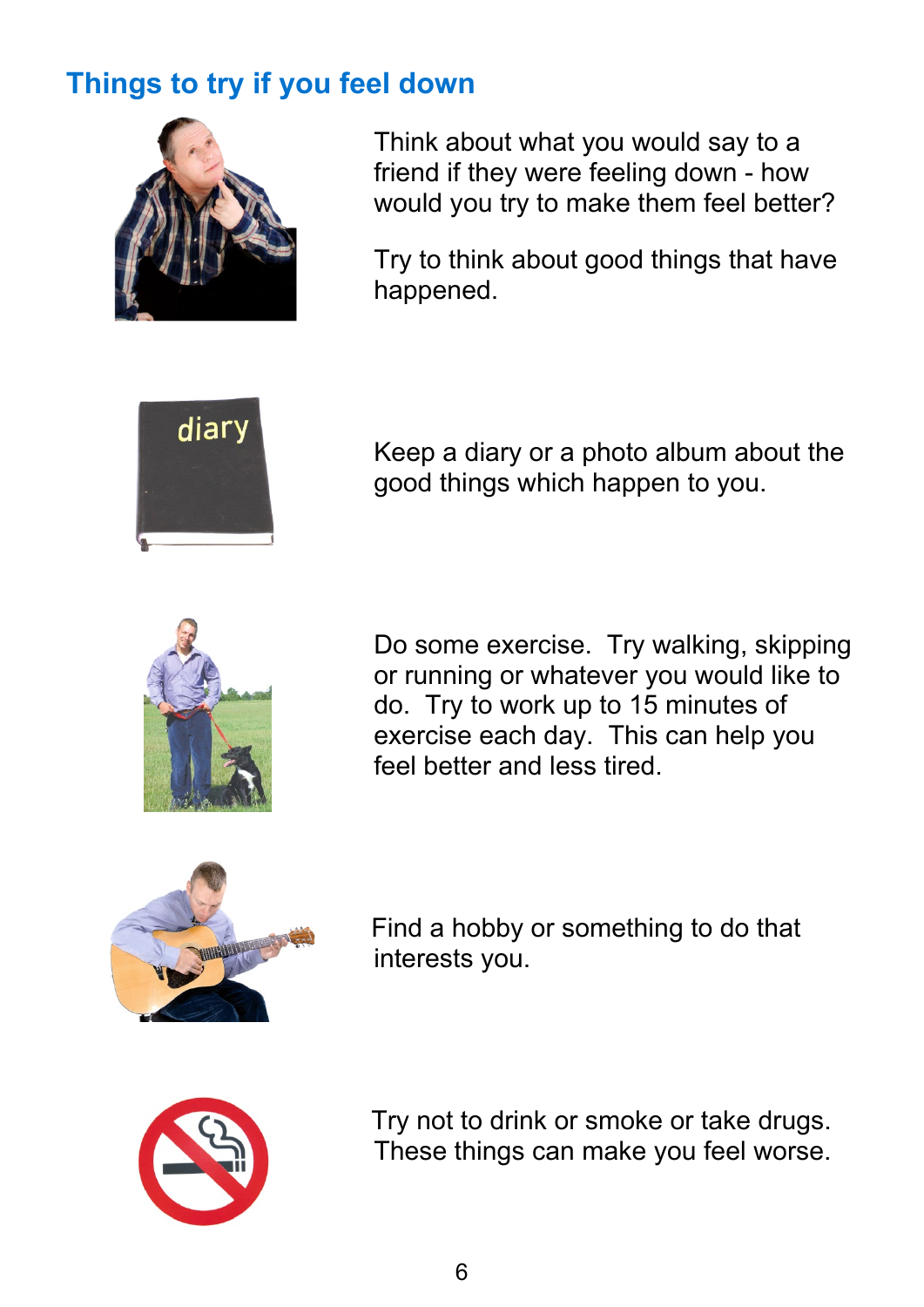## Things to try if you feel down

Think about what you would say to a friend if they were feeling down - how would you try to make them feel better?

Try to think about good things that have happened.

Keep a diary or a photo album about the good things which happen to you.

Do some exercise. Try walking, skipping or running or whatever you would like to do. Try to work up to 15 minutes of exercise each day. This can help you feel better and less tired.

Find a hobby or something to do that interests you.

Try not to drink or smoke or take drugs. These things can make you feel worse.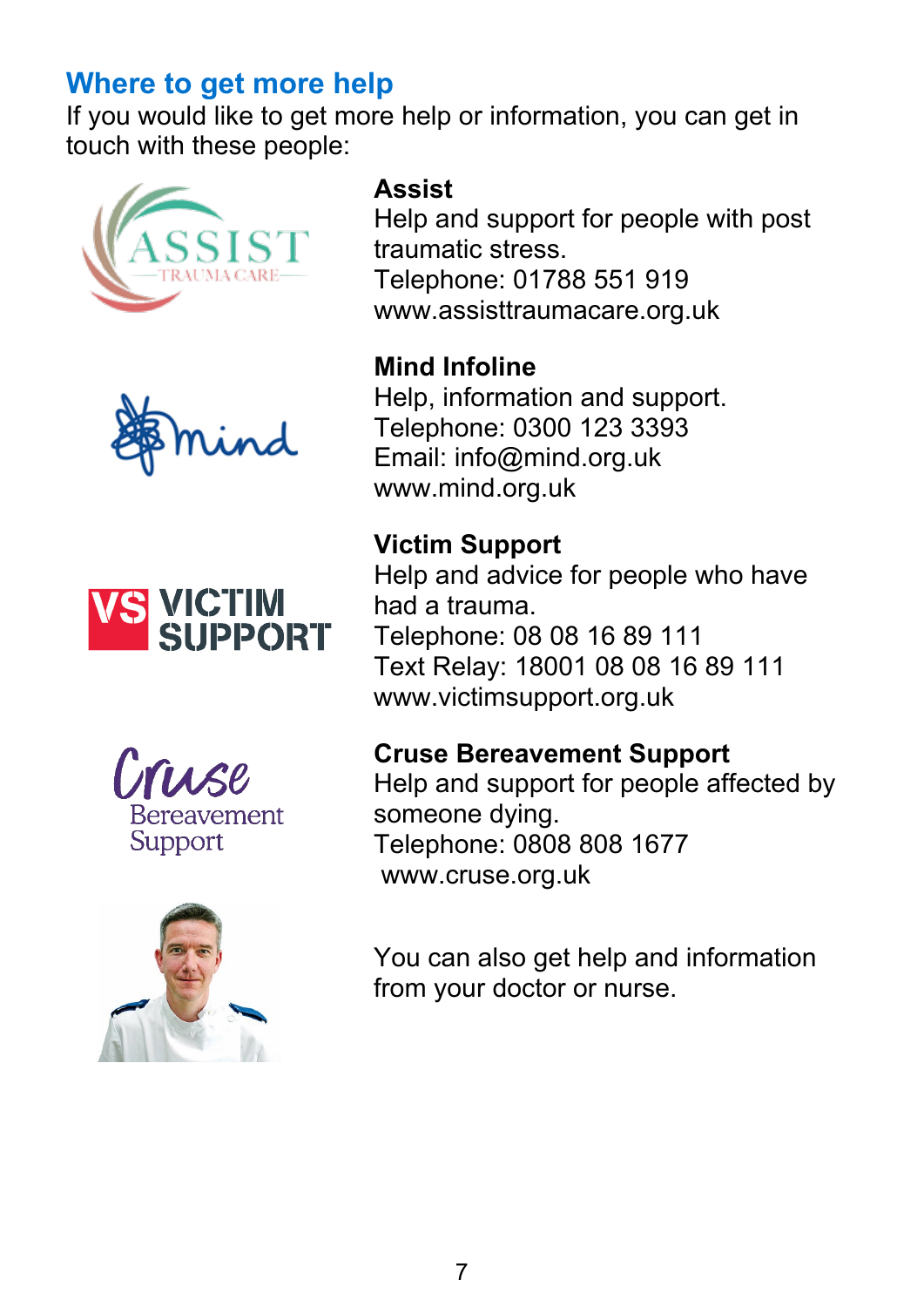## Where to get more help

If you would like to get more help or information, you can get in touch with these people:

**Assist**
Help and support for people with post traumatic stress.
Telephone: 01788 551 919
www.assisttraumacare.org.uk

**Mind Infoline**
Help, information and support.
Telephone: 0300 123 3393
Email: info@mind.org.uk
www.mind.org.uk

**Victim Support**
Help and advice for people who have had a trauma.
Telephone: 08 08 16 89 111
Text Relay: 18001 08 08 16 89 111
www.victimsupport.org.uk

**Cruse Bereavement Support**
Help and support for people affected by someone dying.
Telephone: 0808 808 1677
www.cruse.org.uk

You can also get help and information from your doctor or nurse.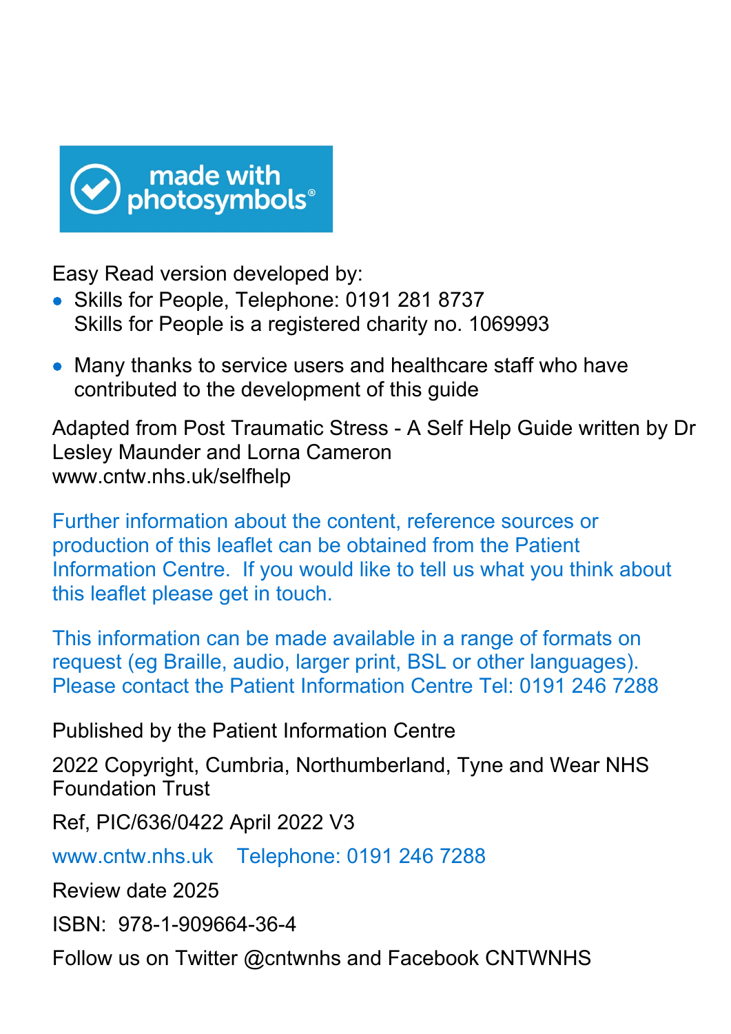made with photosymbols®

Easy Read version developed by:

- Skills for People, Telephone: 0191 281 8737
  Skills for People is a registered charity no. 1069993
- Many thanks to service users and healthcare staff who have contributed to the development of this guide

Adapted from Post Traumatic Stress - A Self Help Guide written by Dr Lesley Maunder and Lorna Cameron
www.cntw.nhs.uk/selfhelp

Further information about the content, reference sources or production of this leaflet can be obtained from the Patient Information Centre. If you would like to tell us what you think about this leaflet please get in touch.

This information can be made available in a range of formats on request (eg Braille, audio, larger print, BSL or other languages). Please contact the Patient Information Centre Tel: 0191 246 7288

Published by the Patient Information Centre

2022 Copyright, Cumbria, Northumberland, Tyne and Wear NHS Foundation Trust

Ref, PIC/636/0422 April 2022 V3

www.cntw.nhs.uk Telephone: 0191 246 7288

Review date 2025

ISBN: 978-1-909664-36-4

Follow us on Twitter @cntwnhs and Facebook CNTWNHS